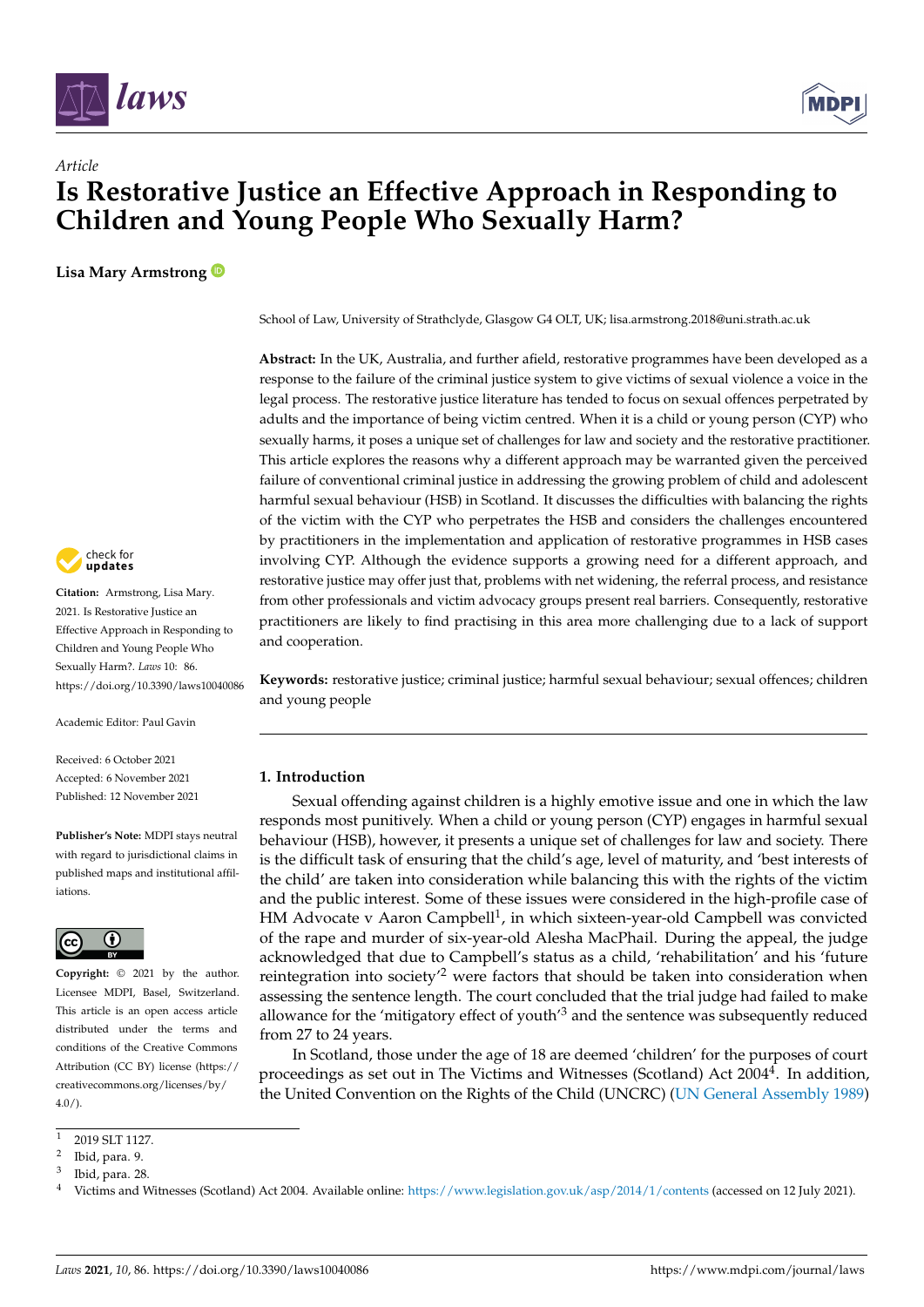*Article*

# Is Restorative Justice an Effective Approach in Responding to Children and Young People Who Sexually Harm?

**Lisa Mary Armstrong**

School of Law, University of Strathclyde, Glasgow G4 OLT, UK; lisa.armstrong.2018@uni.strath.ac.uk

**Abstract:** In the UK, Australia, and further afield, restorative programmes have been developed as a response to the failure of the criminal justice system to give victims of sexual violence a voice in the legal process. The restorative justice literature has tended to focus on sexual offences perpetrated by adults and the importance of being victim centred. When it is a child or young person (CYP) who sexually harms, it poses a unique set of challenges for law and society and the restorative practitioner. This article explores the reasons why a different approach may be warranted given the perceived failure of conventional criminal justice in addressing the growing problem of child and adolescent harmful sexual behaviour (HSB) in Scotland. It discusses the difficulties with balancing the rights of the victim with the CYP who perpetrates the HSB and considers the challenges encountered by practitioners in the implementation and application of restorative programmes in HSB cases involving CYP. Although the evidence supports a growing need for a different approach, and restorative justice may offer just that, problems with net widening, the referral process, and resistance from other professionals and victim advocacy groups present real barriers. Consequently, restorative practitioners are likely to find practising in this area more challenging due to a lack of support and cooperation.

**Keywords:** restorative justice; criminal justice; harmful sexual behaviour; sexual offences; children and young people

**Citation:** Armstrong, Lisa Mary. 2021. Is Restorative Justice an Effective Approach in Responding to Children and Young People Who Sexually Harm?. *Laws* 10: 86. https://doi.org/10.3390/laws10040086

Academic Editor: Paul Gavin

Received: 6 October 2021
Accepted: 6 November 2021
Published: 12 November 2021

**Publisher's Note:** MDPI stays neutral with regard to jurisdictional claims in published maps and institutional affiliations.

**Copyright:** © 2021 by the author. Licensee MDPI, Basel, Switzerland. This article is an open access article distributed under the terms and conditions of the Creative Commons Attribution (CC BY) license (https://creativecommons.org/licenses/by/4.0/).

## 1. Introduction

Sexual offending against children is a highly emotive issue and one in which the law responds most punitively. When a child or young person (CYP) engages in harmful sexual behaviour (HSB), however, it presents a unique set of challenges for law and society. There is the difficult task of ensuring that the child's age, level of maturity, and 'best interests of the child' are taken into consideration while balancing this with the rights of the victim and the public interest. Some of these issues were considered in the high-profile case of HM Advocate v Aaron Campbell[1], in which sixteen-year-old Campbell was convicted of the rape and murder of six-year-old Alesha MacPhail. During the appeal, the judge acknowledged that due to Campbell's status as a child, 'rehabilitation' and his 'future reintegration into society'[2] were factors that should be taken into consideration when assessing the sentence length. The court concluded that the trial judge had failed to make allowance for the 'mitigatory effect of youth'[3] and the sentence was subsequently reduced from 27 to 24 years.

In Scotland, those under the age of 18 are deemed 'children' for the purposes of court proceedings as set out in The Victims and Witnesses (Scotland) Act 2004[4]. In addition, the United Convention on the Rights of the Child (UNCRC) (UN General Assembly 1989)

---

[1] 2019 SLT 1127.
[2] Ibid, para. 9.
[3] Ibid, para. 28.
[4] Victims and Witnesses (Scotland) Act 2004. Available online: https://www.legislation.gov.uk/asp/2014/1/contents (accessed on 12 July 2021).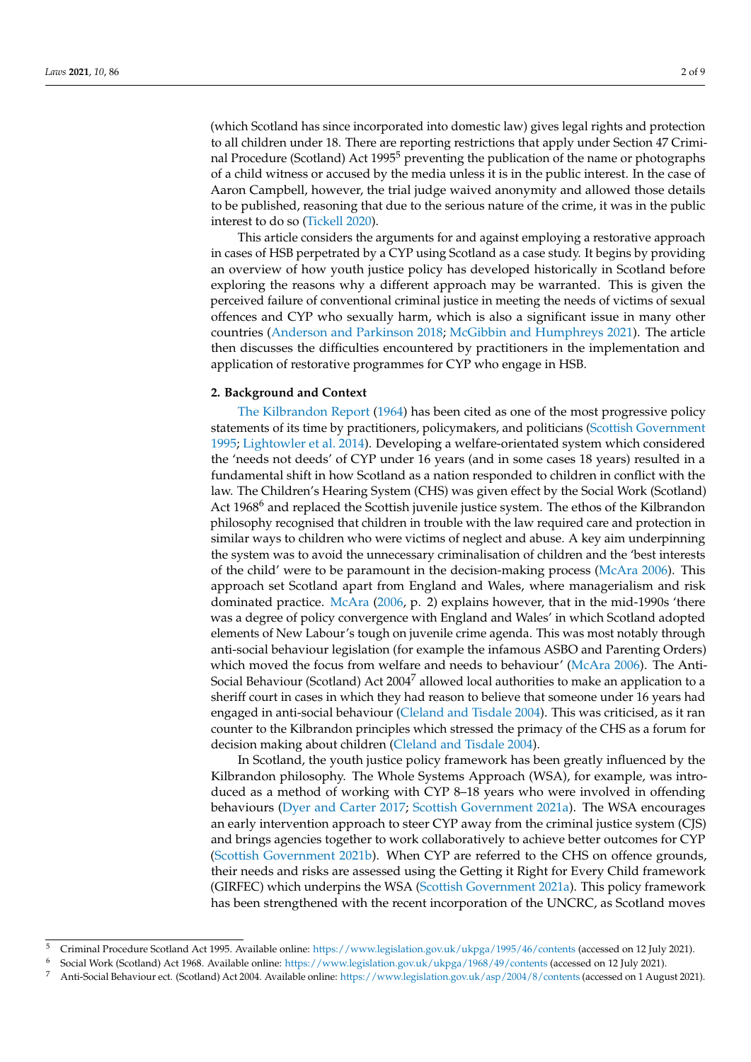(which Scotland has since incorporated into domestic law) gives legal rights and protection to all children under 18. There are reporting restrictions that apply under Section 47 Criminal Procedure (Scotland) Act 1995[5] preventing the publication of the name or photographs of a child witness or accused by the media unless it is in the public interest. In the case of Aaron Campbell, however, the trial judge waived anonymity and allowed those details to be published, reasoning that due to the serious nature of the crime, it was in the public interest to do so (Tickell 2020).

This article considers the arguments for and against employing a restorative approach in cases of HSB perpetrated by a CYP using Scotland as a case study. It begins by providing an overview of how youth justice policy has developed historically in Scotland before exploring the reasons why a different approach may be warranted. This is given the perceived failure of conventional criminal justice in meeting the needs of victims of sexual offences and CYP who sexually harm, which is also a significant issue in many other countries (Anderson and Parkinson 2018; McGibbin and Humphreys 2021). The article then discusses the difficulties encountered by practitioners in the implementation and application of restorative programmes for CYP who engage in HSB.

## 2. Background and Context

The Kilbrandon Report (1964) has been cited as one of the most progressive policy statements of its time by practitioners, policymakers, and politicians (Scottish Government 1995; Lightowler et al. 2014). Developing a welfare-orientated system which considered the 'needs not deeds' of CYP under 16 years (and in some cases 18 years) resulted in a fundamental shift in how Scotland as a nation responded to children in conflict with the law. The Children's Hearing System (CHS) was given effect by the Social Work (Scotland) Act 1968[6] and replaced the Scottish juvenile justice system. The ethos of the Kilbrandon philosophy recognised that children in trouble with the law required care and protection in similar ways to children who were victims of neglect and abuse. A key aim underpinning the system was to avoid the unnecessary criminalisation of children and the 'best interests of the child' were to be paramount in the decision-making process (McAra 2006). This approach set Scotland apart from England and Wales, where managerialism and risk dominated practice. McAra (2006, p. 2) explains however, that in the mid-1990s 'there was a degree of policy convergence with England and Wales' in which Scotland adopted elements of New Labour's tough on juvenile crime agenda. This was most notably through anti-social behaviour legislation (for example the infamous ASBO and Parenting Orders) which moved the focus from welfare and needs to behaviour' (McAra 2006). The Anti-Social Behaviour (Scotland) Act 2004[7] allowed local authorities to make an application to a sheriff court in cases in which they had reason to believe that someone under 16 years had engaged in anti-social behaviour (Cleland and Tisdale 2004). This was criticised, as it ran counter to the Kilbrandon principles which stressed the primacy of the CHS as a forum for decision making about children (Cleland and Tisdale 2004).

In Scotland, the youth justice policy framework has been greatly influenced by the Kilbrandon philosophy. The Whole Systems Approach (WSA), for example, was introduced as a method of working with CYP 8–18 years who were involved in offending behaviours (Dyer and Carter 2017; Scottish Government 2021a). The WSA encourages an early intervention approach to steer CYP away from the criminal justice system (CJS) and brings agencies together to work collaboratively to achieve better outcomes for CYP (Scottish Government 2021b). When CYP are referred to the CHS on offence grounds, their needs and risks are assessed using the Getting it Right for Every Child framework (GIRFEC) which underpins the WSA (Scottish Government 2021a). This policy framework has been strengthened with the recent incorporation of the UNCRC, as Scotland moves

---

[5] Criminal Procedure Scotland Act 1995. Available online: https://www.legislation.gov.uk/ukpga/1995/46/contents (accessed on 12 July 2021).

[6] Social Work (Scotland) Act 1968. Available online: https://www.legislation.gov.uk/ukpga/1968/49/contents (accessed on 12 July 2021).

[7] Anti-Social Behaviour ect. (Scotland) Act 2004. Available online: https://www.legislation.gov.uk/asp/2004/8/contents (accessed on 1 August 2021).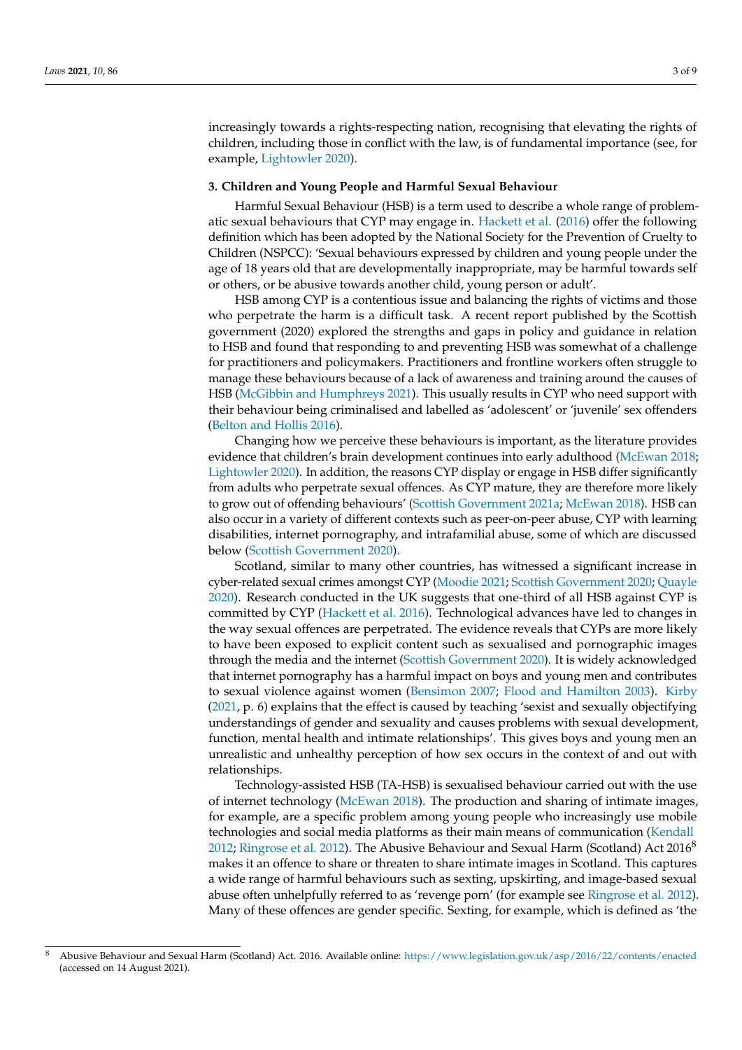increasingly towards a rights-respecting nation, recognising that elevating the rights of children, including those in conflict with the law, is of fundamental importance (see, for example, Lightowler 2020).

### 3. Children and Young People and Harmful Sexual Behaviour

Harmful Sexual Behaviour (HSB) is a term used to describe a whole range of problematic sexual behaviours that CYP may engage in. Hackett et al. (2016) offer the following definition which has been adopted by the National Society for the Prevention of Cruelty to Children (NSPCC): 'Sexual behaviours expressed by children and young people under the age of 18 years old that are developmentally inappropriate, may be harmful towards self or others, or be abusive towards another child, young person or adult'.

HSB among CYP is a contentious issue and balancing the rights of victims and those who perpetrate the harm is a difficult task. A recent report published by the Scottish government (2020) explored the strengths and gaps in policy and guidance in relation to HSB and found that responding to and preventing HSB was somewhat of a challenge for practitioners and policymakers. Practitioners and frontline workers often struggle to manage these behaviours because of a lack of awareness and training around the causes of HSB (McGibbin and Humphreys 2021). This usually results in CYP who need support with their behaviour being criminalised and labelled as 'adolescent' or 'juvenile' sex offenders (Belton and Hollis 2016).

Changing how we perceive these behaviours is important, as the literature provides evidence that children's brain development continues into early adulthood (McEwan 2018; Lightowler 2020). In addition, the reasons CYP display or engage in HSB differ significantly from adults who perpetrate sexual offences. As CYP mature, they are therefore more likely to grow out of offending behaviours' (Scottish Government 2021a; McEwan 2018). HSB can also occur in a variety of different contexts such as peer-on-peer abuse, CYP with learning disabilities, internet pornography, and intrafamilial abuse, some of which are discussed below (Scottish Government 2020).

Scotland, similar to many other countries, has witnessed a significant increase in cyber-related sexual crimes amongst CYP (Moodie 2021; Scottish Government 2020; Quayle 2020). Research conducted in the UK suggests that one-third of all HSB against CYP is committed by CYP (Hackett et al. 2016). Technological advances have led to changes in the way sexual offences are perpetrated. The evidence reveals that CYPs are more likely to have been exposed to explicit content such as sexualised and pornographic images through the media and the internet (Scottish Government 2020). It is widely acknowledged that internet pornography has a harmful impact on boys and young men and contributes to sexual violence against women (Bensimon 2007; Flood and Hamilton 2003). Kirby (2021, p. 6) explains that the effect is caused by teaching 'sexist and sexually objectifying understandings of gender and sexuality and causes problems with sexual development, function, mental health and intimate relationships'. This gives boys and young men an unrealistic and unhealthy perception of how sex occurs in the context of and out with relationships.

Technology-assisted HSB (TA-HSB) is sexualised behaviour carried out with the use of internet technology (McEwan 2018). The production and sharing of intimate images, for example, are a specific problem among young people who increasingly use mobile technologies and social media platforms as their main means of communication (Kendall 2012; Ringrose et al. 2012). The Abusive Behaviour and Sexual Harm (Scotland) Act 2016[8] makes it an offence to share or threaten to share intimate images in Scotland. This captures a wide range of harmful behaviours such as sexting, upskirting, and image-based sexual abuse often unhelpfully referred to as 'revenge porn' (for example see Ringrose et al. 2012). Many of these offences are gender specific. Sexting, for example, which is defined as 'the

---

[8] Abusive Behaviour and Sexual Harm (Scotland) Act. 2016. Available online: https://www.legislation.gov.uk/asp/2016/22/contents/enacted (accessed on 14 August 2021).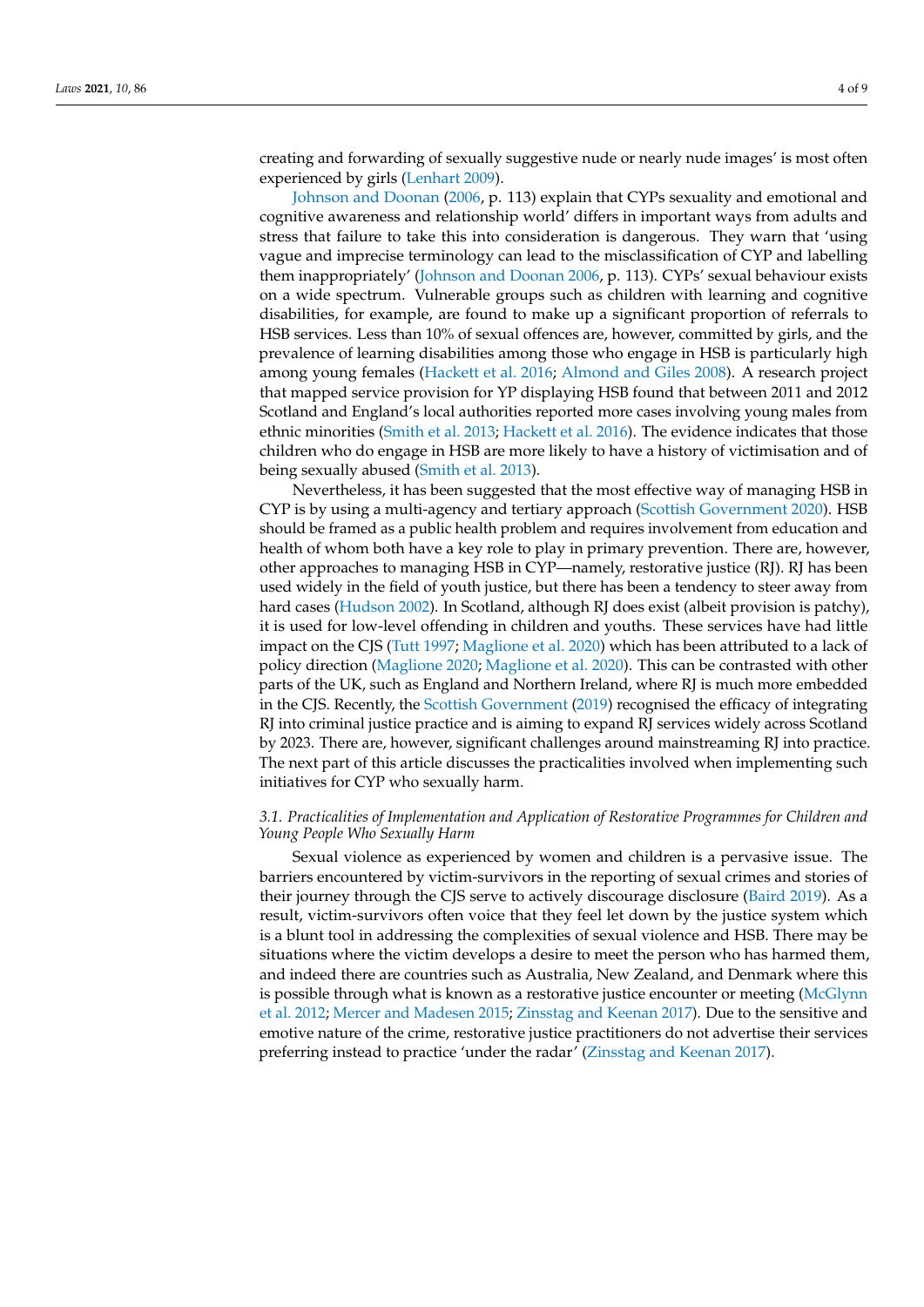creating and forwarding of sexually suggestive nude or nearly nude images' is most often experienced by girls (Lenhart 2009).

Johnson and Doonan (2006, p. 113) explain that CYPs sexuality and emotional and cognitive awareness and relationship world' differs in important ways from adults and stress that failure to take this into consideration is dangerous. They warn that 'using vague and imprecise terminology can lead to the misclassification of CYP and labelling them inappropriately' (Johnson and Doonan 2006, p. 113). CYPs' sexual behaviour exists on a wide spectrum. Vulnerable groups such as children with learning and cognitive disabilities, for example, are found to make up a significant proportion of referrals to HSB services. Less than 10% of sexual offences are, however, committed by girls, and the prevalence of learning disabilities among those who engage in HSB is particularly high among young females (Hackett et al. 2016; Almond and Giles 2008). A research project that mapped service provision for YP displaying HSB found that between 2011 and 2012 Scotland and England's local authorities reported more cases involving young males from ethnic minorities (Smith et al. 2013; Hackett et al. 2016). The evidence indicates that those children who do engage in HSB are more likely to have a history of victimisation and of being sexually abused (Smith et al. 2013).

Nevertheless, it has been suggested that the most effective way of managing HSB in CYP is by using a multi-agency and tertiary approach (Scottish Government 2020). HSB should be framed as a public health problem and requires involvement from education and health of whom both have a key role to play in primary prevention. There are, however, other approaches to managing HSB in CYP—namely, restorative justice (RJ). RJ has been used widely in the field of youth justice, but there has been a tendency to steer away from hard cases (Hudson 2002). In Scotland, although RJ does exist (albeit provision is patchy), it is used for low-level offending in children and youths. These services have had little impact on the CJS (Tutt 1997; Maglione et al. 2020) which has been attributed to a lack of policy direction (Maglione 2020; Maglione et al. 2020). This can be contrasted with other parts of the UK, such as England and Northern Ireland, where RJ is much more embedded in the CJS. Recently, the Scottish Government (2019) recognised the efficacy of integrating RJ into criminal justice practice and is aiming to expand RJ services widely across Scotland by 2023. There are, however, significant challenges around mainstreaming RJ into practice. The next part of this article discusses the practicalities involved when implementing such initiatives for CYP who sexually harm.

### *3.1. Practicalities of Implementation and Application of Restorative Programmes for Children and Young People Who Sexually Harm*

Sexual violence as experienced by women and children is a pervasive issue. The barriers encountered by victim-survivors in the reporting of sexual crimes and stories of their journey through the CJS serve to actively discourage disclosure (Baird 2019). As a result, victim-survivors often voice that they feel let down by the justice system which is a blunt tool in addressing the complexities of sexual violence and HSB. There may be situations where the victim develops a desire to meet the person who has harmed them, and indeed there are countries such as Australia, New Zealand, and Denmark where this is possible through what is known as a restorative justice encounter or meeting (McGlynn et al. 2012; Mercer and Madesen 2015; Zinsstag and Keenan 2017). Due to the sensitive and emotive nature of the crime, restorative justice practitioners do not advertise their services preferring instead to practice 'under the radar' (Zinsstag and Keenan 2017).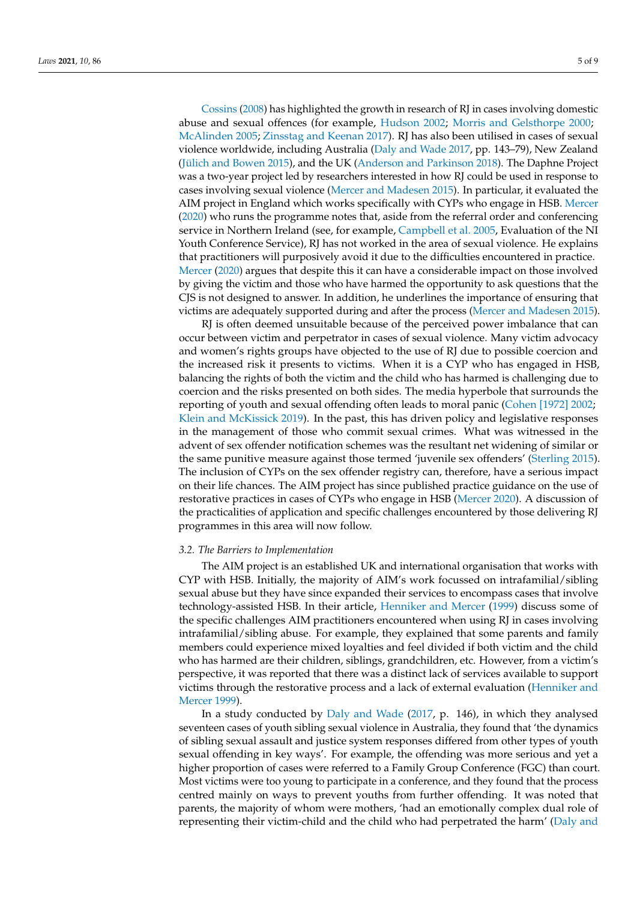Cossins (2008) has highlighted the growth in research of RJ in cases involving domestic abuse and sexual offences (for example, Hudson 2002; Morris and Gelsthorpe 2000; McAlinden 2005; Zinsstag and Keenan 2017). RJ has also been utilised in cases of sexual violence worldwide, including Australia (Daly and Wade 2017, pp. 143–79), New Zealand (Jülich and Bowen 2015), and the UK (Anderson and Parkinson 2018). The Daphne Project was a two-year project led by researchers interested in how RJ could be used in response to cases involving sexual violence (Mercer and Madesen 2015). In particular, it evaluated the AIM project in England which works specifically with CYPs who engage in HSB. Mercer (2020) who runs the programme notes that, aside from the referral order and conferencing service in Northern Ireland (see, for example, Campbell et al. 2005, Evaluation of the NI Youth Conference Service), RJ has not worked in the area of sexual violence. He explains that practitioners will purposively avoid it due to the difficulties encountered in practice. Mercer (2020) argues that despite this it can have a considerable impact on those involved by giving the victim and those who have harmed the opportunity to ask questions that the CJS is not designed to answer. In addition, he underlines the importance of ensuring that victims are adequately supported during and after the process (Mercer and Madesen 2015).

RJ is often deemed unsuitable because of the perceived power imbalance that can occur between victim and perpetrator in cases of sexual violence. Many victim advocacy and women's rights groups have objected to the use of RJ due to possible coercion and the increased risk it presents to victims. When it is a CYP who has engaged in HSB, balancing the rights of both the victim and the child who has harmed is challenging due to coercion and the risks presented on both sides. The media hyperbole that surrounds the reporting of youth and sexual offending often leads to moral panic (Cohen [1972] 2002; Klein and McKissick 2019). In the past, this has driven policy and legislative responses in the management of those who commit sexual crimes. What was witnessed in the advent of sex offender notification schemes was the resultant net widening of similar or the same punitive measure against those termed 'juvenile sex offenders' (Sterling 2015). The inclusion of CYPs on the sex offender registry can, therefore, have a serious impact on their life chances. The AIM project has since published practice guidance on the use of restorative practices in cases of CYPs who engage in HSB (Mercer 2020). A discussion of the practicalities of application and specific challenges encountered by those delivering RJ programmes in this area will now follow.

### *3.2. The Barriers to Implementation*

The AIM project is an established UK and international organisation that works with CYP with HSB. Initially, the majority of AIM's work focussed on intrafamilial/sibling sexual abuse but they have since expanded their services to encompass cases that involve technology-assisted HSB. In their article, Henniker and Mercer (1999) discuss some of the specific challenges AIM practitioners encountered when using RJ in cases involving intrafamilial/sibling abuse. For example, they explained that some parents and family members could experience mixed loyalties and feel divided if both victim and the child who has harmed are their children, siblings, grandchildren, etc. However, from a victim's perspective, it was reported that there was a distinct lack of services available to support victims through the restorative process and a lack of external evaluation (Henniker and Mercer 1999).

In a study conducted by Daly and Wade (2017, p. 146), in which they analysed seventeen cases of youth sibling sexual violence in Australia, they found that 'the dynamics of sibling sexual assault and justice system responses differed from other types of youth sexual offending in key ways'. For example, the offending was more serious and yet a higher proportion of cases were referred to a Family Group Conference (FGC) than court. Most victims were too young to participate in a conference, and they found that the process centred mainly on ways to prevent youths from further offending. It was noted that parents, the majority of whom were mothers, 'had an emotionally complex dual role of representing their victim-child and the child who had perpetrated the harm' (Daly and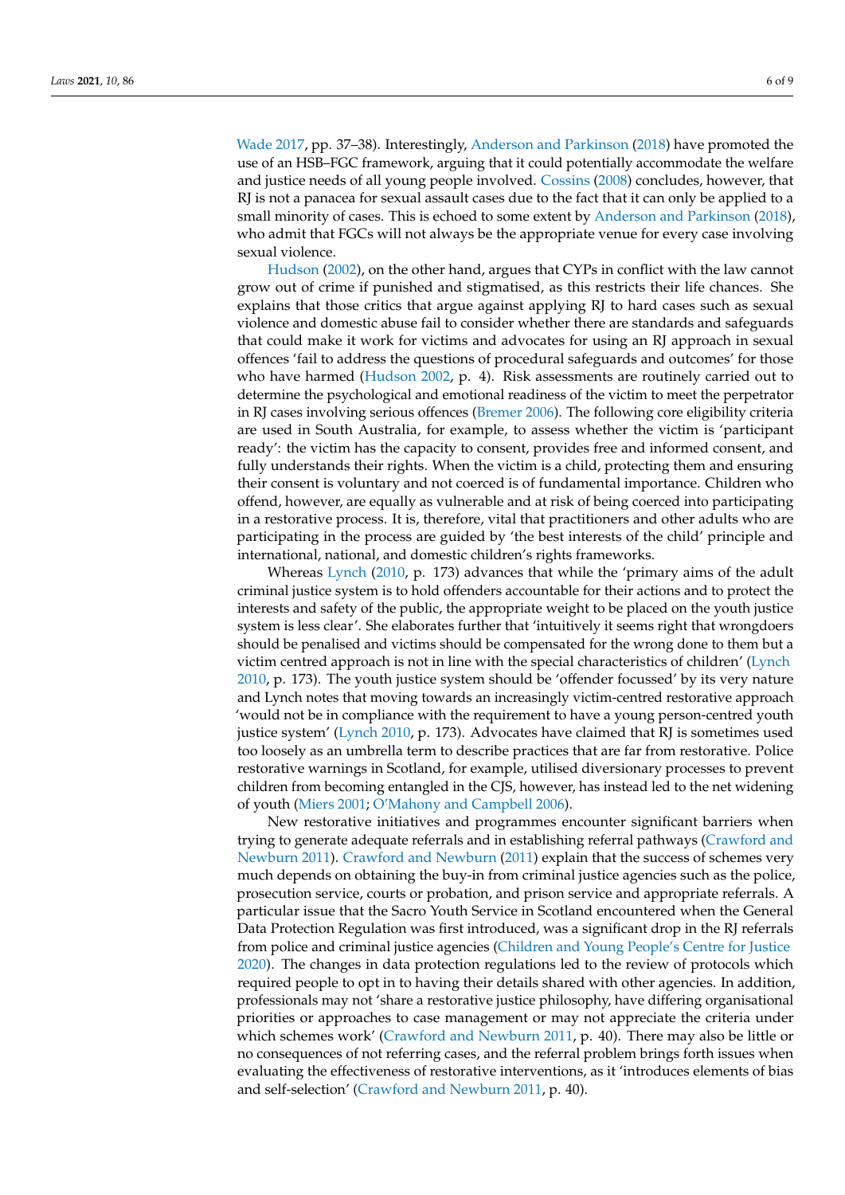Wade 2017, pp. 37–38). Interestingly, Anderson and Parkinson (2018) have promoted the use of an HSB–FGC framework, arguing that it could potentially accommodate the welfare and justice needs of all young people involved. Cossins (2008) concludes, however, that RJ is not a panacea for sexual assault cases due to the fact that it can only be applied to a small minority of cases. This is echoed to some extent by Anderson and Parkinson (2018), who admit that FGCs will not always be the appropriate venue for every case involving sexual violence.

Hudson (2002), on the other hand, argues that CYPs in conflict with the law cannot grow out of crime if punished and stigmatised, as this restricts their life chances. She explains that those critics that argue against applying RJ to hard cases such as sexual violence and domestic abuse fail to consider whether there are standards and safeguards that could make it work for victims and advocates for using an RJ approach in sexual offences 'fail to address the questions of procedural safeguards and outcomes' for those who have harmed (Hudson 2002, p. 4). Risk assessments are routinely carried out to determine the psychological and emotional readiness of the victim to meet the perpetrator in RJ cases involving serious offences (Bremer 2006). The following core eligibility criteria are used in South Australia, for example, to assess whether the victim is 'participant ready': the victim has the capacity to consent, provides free and informed consent, and fully understands their rights. When the victim is a child, protecting them and ensuring their consent is voluntary and not coerced is of fundamental importance. Children who offend, however, are equally as vulnerable and at risk of being coerced into participating in a restorative process. It is, therefore, vital that practitioners and other adults who are participating in the process are guided by 'the best interests of the child' principle and international, national, and domestic children's rights frameworks.

Whereas Lynch (2010, p. 173) advances that while the 'primary aims of the adult criminal justice system is to hold offenders accountable for their actions and to protect the interests and safety of the public, the appropriate weight to be placed on the youth justice system is less clear'. She elaborates further that 'intuitively it seems right that wrongdoers should be penalised and victims should be compensated for the wrong done to them but a victim centred approach is not in line with the special characteristics of children' (Lynch 2010, p. 173). The youth justice system should be 'offender focussed' by its very nature and Lynch notes that moving towards an increasingly victim-centred restorative approach 'would not be in compliance with the requirement to have a young person-centred youth justice system' (Lynch 2010, p. 173). Advocates have claimed that RJ is sometimes used too loosely as an umbrella term to describe practices that are far from restorative. Police restorative warnings in Scotland, for example, utilised diversionary processes to prevent children from becoming entangled in the CJS, however, has instead led to the net widening of youth (Miers 2001; O'Mahony and Campbell 2006).

New restorative initiatives and programmes encounter significant barriers when trying to generate adequate referrals and in establishing referral pathways (Crawford and Newburn 2011). Crawford and Newburn (2011) explain that the success of schemes very much depends on obtaining the buy-in from criminal justice agencies such as the police, prosecution service, courts or probation, and prison service and appropriate referrals. A particular issue that the Sacro Youth Service in Scotland encountered when the General Data Protection Regulation was first introduced, was a significant drop in the RJ referrals from police and criminal justice agencies (Children and Young People's Centre for Justice 2020). The changes in data protection regulations led to the review of protocols which required people to opt in to having their details shared with other agencies. In addition, professionals may not 'share a restorative justice philosophy, have differing organisational priorities or approaches to case management or may not appreciate the criteria under which schemes work' (Crawford and Newburn 2011, p. 40). There may also be little or no consequences of not referring cases, and the referral problem brings forth issues when evaluating the effectiveness of restorative interventions, as it 'introduces elements of bias and self-selection' (Crawford and Newburn 2011, p. 40).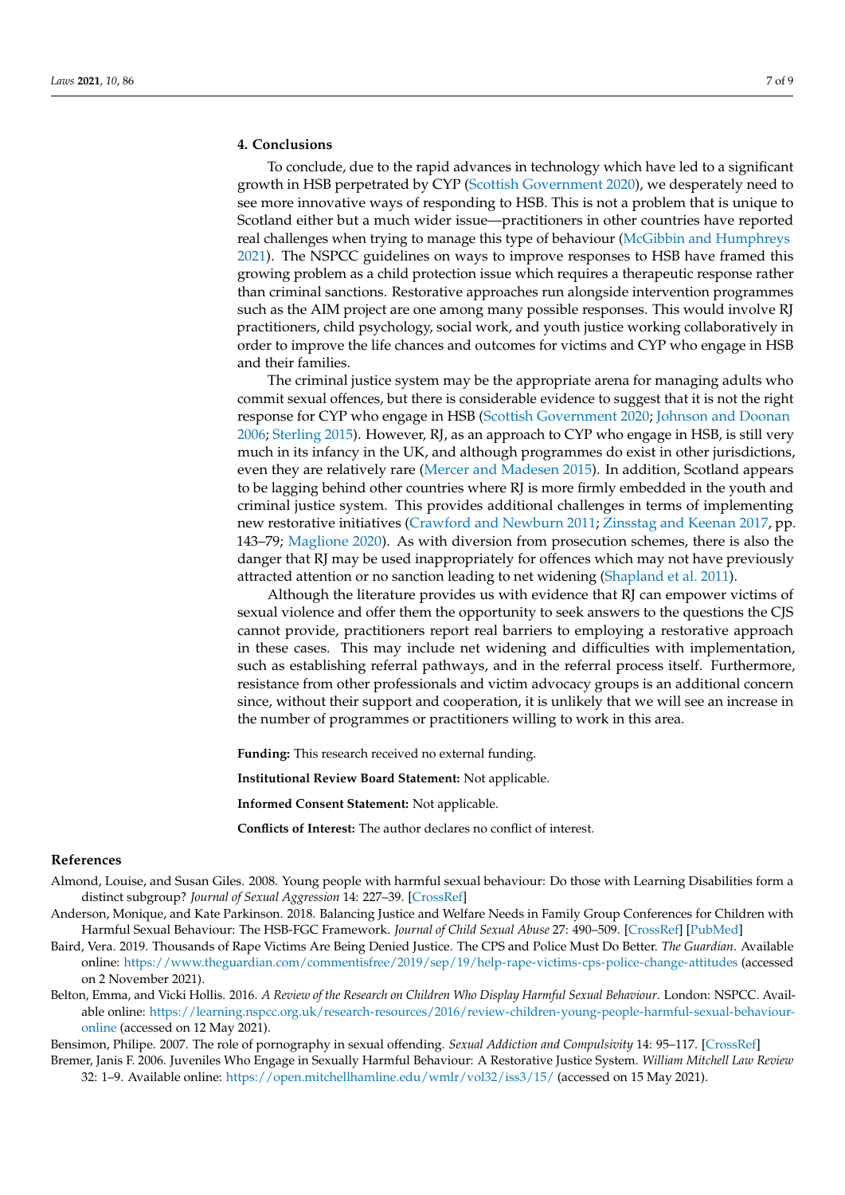## 4. Conclusions

To conclude, due to the rapid advances in technology which have led to a significant growth in HSB perpetrated by CYP (Scottish Government 2020), we desperately need to see more innovative ways of responding to HSB. This is not a problem that is unique to Scotland either but a much wider issue—practitioners in other countries have reported real challenges when trying to manage this type of behaviour (McGibbin and Humphreys 2021). The NSPCC guidelines on ways to improve responses to HSB have framed this growing problem as a child protection issue which requires a therapeutic response rather than criminal sanctions. Restorative approaches run alongside intervention programmes such as the AIM project are one among many possible responses. This would involve RJ practitioners, child psychology, social work, and youth justice working collaboratively in order to improve the life chances and outcomes for victims and CYP who engage in HSB and their families.

The criminal justice system may be the appropriate arena for managing adults who commit sexual offences, but there is considerable evidence to suggest that it is not the right response for CYP who engage in HSB (Scottish Government 2020; Johnson and Doonan 2006; Sterling 2015). However, RJ, as an approach to CYP who engage in HSB, is still very much in its infancy in the UK, and although programmes do exist in other jurisdictions, even they are relatively rare (Mercer and Madesen 2015). In addition, Scotland appears to be lagging behind other countries where RJ is more firmly embedded in the youth and criminal justice system. This provides additional challenges in terms of implementing new restorative initiatives (Crawford and Newburn 2011; Zinsstag and Keenan 2017, pp. 143–79; Maglione 2020). As with diversion from prosecution schemes, there is also the danger that RJ may be used inappropriately for offences which may not have previously attracted attention or no sanction leading to net widening (Shapland et al. 2011).

Although the literature provides us with evidence that RJ can empower victims of sexual violence and offer them the opportunity to seek answers to the questions the CJS cannot provide, practitioners report real barriers to employing a restorative approach in these cases. This may include net widening and difficulties with implementation, such as establishing referral pathways, and in the referral process itself. Furthermore, resistance from other professionals and victim advocacy groups is an additional concern since, without their support and cooperation, it is unlikely that we will see an increase in the number of programmes or practitioners willing to work in this area.

**Funding:** This research received no external funding.

**Institutional Review Board Statement:** Not applicable.

**Informed Consent Statement:** Not applicable.

**Conflicts of Interest:** The author declares no conflict of interest.

## References

Almond, Louise, and Susan Giles. 2008. Young people with harmful sexual behaviour: Do those with Learning Disabilities form a distinct subgroup? *Journal of Sexual Aggression* 14: 227–39. [CrossRef]

Anderson, Monique, and Kate Parkinson. 2018. Balancing Justice and Welfare Needs in Family Group Conferences for Children with Harmful Sexual Behaviour: The HSB-FGC Framework. *Journal of Child Sexual Abuse* 27: 490–509. [CrossRef] [PubMed]

Baird, Vera. 2019. Thousands of Rape Victims Are Being Denied Justice. The CPS and Police Must Do Better. *The Guardian*. Available online: https://www.theguardian.com/commentisfree/2019/sep/19/help-rape-victims-cps-police-change-attitudes (accessed on 2 November 2021).

Belton, Emma, and Vicki Hollis. 2016. *A Review of the Research on Children Who Display Harmful Sexual Behaviour*. London: NSPCC. Available online: https://learning.nspcc.org.uk/research-resources/2016/review-children-young-people-harmful-sexual-behaviour-online (accessed on 12 May 2021).

Bensimon, Philipe. 2007. The role of pornography in sexual offending. *Sexual Addiction and Compulsivity* 14: 95–117. [CrossRef]

Bremer, Janis F. 2006. Juveniles Who Engage in Sexually Harmful Behaviour: A Restorative Justice System. *William Mitchell Law Review* 32: 1–9. Available online: https://open.mitchellhamline.edu/wmlr/vol32/iss3/15/ (accessed on 15 May 2021).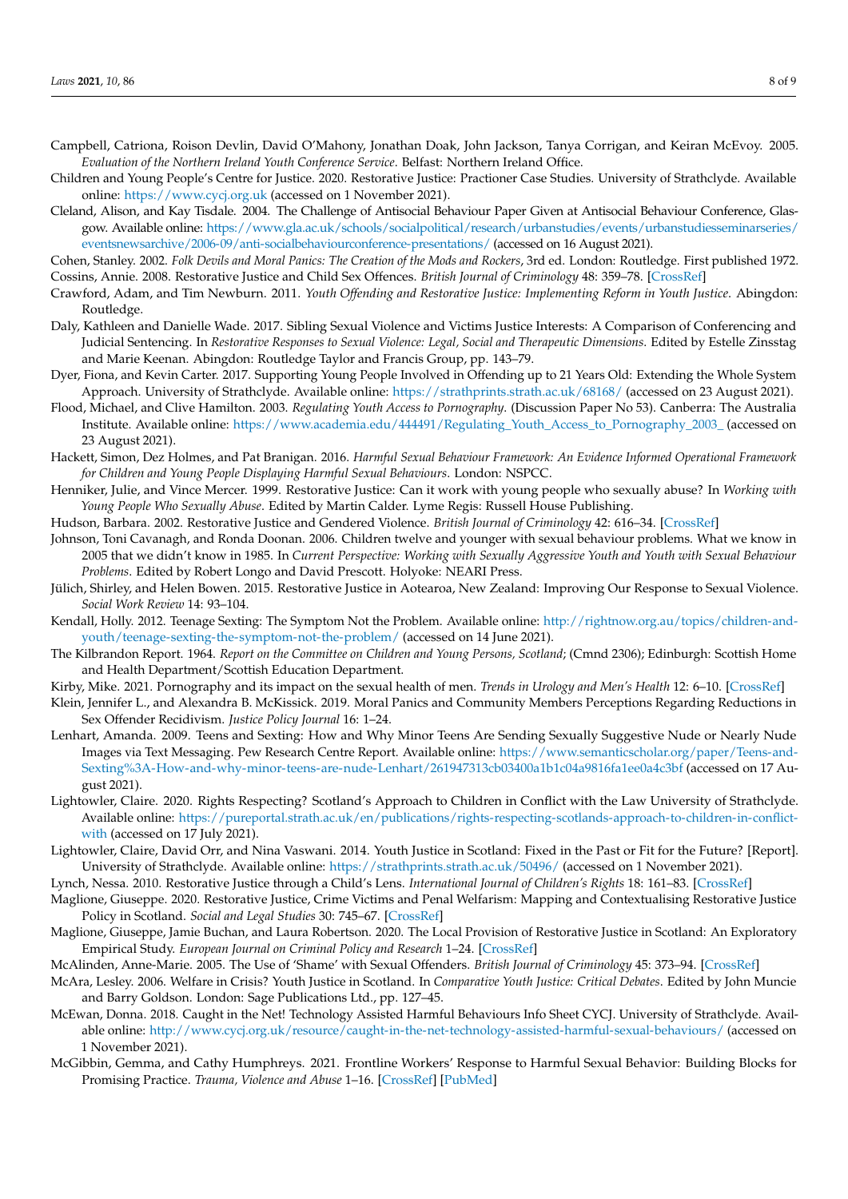Campbell, Catriona, Roison Devlin, David O'Mahony, Jonathan Doak, John Jackson, Tanya Corrigan, and Keiran McEvoy. 2005. *Evaluation of the Northern Ireland Youth Conference Service*. Belfast: Northern Ireland Office.

Children and Young People's Centre for Justice. 2020. Restorative Justice: Practioner Case Studies. University of Strathclyde. Available online: https://www.cycj.org.uk (accessed on 1 November 2021).

Cleland, Alison, and Kay Tisdale. 2004. The Challenge of Antisocial Behaviour Paper Given at Antisocial Behaviour Conference, Glasgow. Available online: https://www.gla.ac.uk/schools/socialpolitical/research/urbanstudies/events/urbanstudiesseminarseries/eventsnewsarchive/2006-09/anti-socialbehaviourconference-presentations/ (accessed on 16 August 2021).

Cohen, Stanley. 2002. *Folk Devils and Moral Panics: The Creation of the Mods and Rockers*, 3rd ed. London: Routledge. First published 1972.

Cossins, Annie. 2008. Restorative Justice and Child Sex Offences. *British Journal of Criminology* 48: 359–78. [CrossRef]

Crawford, Adam, and Tim Newburn. 2011. *Youth Offending and Restorative Justice: Implementing Reform in Youth Justice*. Abingdon: Routledge.

Daly, Kathleen and Danielle Wade. 2017. Sibling Sexual Violence and Victims Justice Interests: A Comparison of Conferencing and Judicial Sentencing. In *Restorative Responses to Sexual Violence: Legal, Social and Therapeutic Dimensions*. Edited by Estelle Zinsstag and Marie Keenan. Abingdon: Routledge Taylor and Francis Group, pp. 143–79.

Dyer, Fiona, and Kevin Carter. 2017. Supporting Young People Involved in Offending up to 21 Years Old: Extending the Whole System Approach. University of Strathclyde. Available online: https://strathprints.strath.ac.uk/68168/ (accessed on 23 August 2021).

Flood, Michael, and Clive Hamilton. 2003. *Regulating Youth Access to Pornography*. (Discussion Paper No 53). Canberra: The Australia Institute. Available online: https://www.academia.edu/444491/Regulating_Youth_Access_to_Pornography_2003_ (accessed on 23 August 2021).

Hackett, Simon, Dez Holmes, and Pat Branigan. 2016. *Harmful Sexual Behaviour Framework: An Evidence Informed Operational Framework for Children and Young People Displaying Harmful Sexual Behaviours*. London: NSPCC.

Henniker, Julie, and Vince Mercer. 1999. Restorative Justice: Can it work with young people who sexually abuse? In *Working with Young People Who Sexually Abuse*. Edited by Martin Calder. Lyme Regis: Russell House Publishing.

Hudson, Barbara. 2002. Restorative Justice and Gendered Violence. *British Journal of Criminology* 42: 616–34. [CrossRef]

Johnson, Toni Cavanagh, and Ronda Doonan. 2006. Children twelve and younger with sexual behaviour problems. What we know in 2005 that we didn't know in 1985. In *Current Perspective: Working with Sexually Aggressive Youth and Youth with Sexual Behaviour Problems*. Edited by Robert Longo and David Prescott. Holyoke: NEARI Press.

Jülich, Shirley, and Helen Bowen. 2015. Restorative Justice in Aotearoa, New Zealand: Improving Our Response to Sexual Violence. *Social Work Review* 14: 93–104.

Kendall, Holly. 2012. Teenage Sexting: The Symptom Not the Problem. Available online: http://rightnow.org.au/topics/children-and-youth/teenage-sexting-the-symptom-not-the-problem/ (accessed on 14 June 2021).

The Kilbrandon Report. 1964. *Report on the Committee on Children and Young Persons, Scotland*; (Cmnd 2306); Edinburgh: Scottish Home and Health Department/Scottish Education Department.

Kirby, Mike. 2021. Pornography and its impact on the sexual health of men. *Trends in Urology and Men's Health* 12: 6–10. [CrossRef]

Klein, Jennifer L., and Alexandra B. McKissick. 2019. Moral Panics and Community Members Perceptions Regarding Reductions in Sex Offender Recidivism. *Justice Policy Journal* 16: 1–24.

Lenhart, Amanda. 2009. Teens and Sexting: How and Why Minor Teens Are Sending Sexually Suggestive Nude or Nearly Nude Images via Text Messaging. Pew Research Centre Report. Available online: https://www.semanticscholar.org/paper/Teens-and-Sexting%3A-How-and-why-minor-teens-are-nude-Lenhart/261947313cb03400a1b1c04a9816fa1ee0a4c3bf (accessed on 17 August 2021).

Lightowler, Claire. 2020. Rights Respecting? Scotland's Approach to Children in Conflict with the Law University of Strathclyde. Available online: https://pureportal.strath.ac.uk/en/publications/rights-respecting-scotlands-approach-to-children-in-conflict-with (accessed on 17 July 2021).

Lightowler, Claire, David Orr, and Nina Vaswani. 2014. Youth Justice in Scotland: Fixed in the Past or Fit for the Future? [Report]. University of Strathclyde. Available online: https://strathprints.strath.ac.uk/50496/ (accessed on 1 November 2021).

Lynch, Nessa. 2010. Restorative Justice through a Child's Lens. *International Journal of Children's Rights* 18: 161–83. [CrossRef]

Maglione, Giuseppe. 2020. Restorative Justice, Crime Victims and Penal Welfarism: Mapping and Contextualising Restorative Justice Policy in Scotland. *Social and Legal Studies* 30: 745–67. [CrossRef]

Maglione, Giuseppe, Jamie Buchan, and Laura Robertson. 2020. The Local Provision of Restorative Justice in Scotland: An Exploratory Empirical Study. *European Journal on Criminal Policy and Research* 1–24. [CrossRef]

McAlinden, Anne-Marie. 2005. The Use of 'Shame' with Sexual Offenders. *British Journal of Criminology* 45: 373–94. [CrossRef]

McAra, Lesley. 2006. Welfare in Crisis? Youth Justice in Scotland. In *Comparative Youth Justice: Critical Debates*. Edited by John Muncie and Barry Goldson. London: Sage Publications Ltd., pp. 127–45.

McEwan, Donna. 2018. Caught in the Net! Technology Assisted Harmful Behaviours Info Sheet CYCJ. University of Strathclyde. Available online: http://www.cycj.org.uk/resource/caught-in-the-net-technology-assisted-harmful-sexual-behaviours/ (accessed on 1 November 2021).

McGibbin, Gemma, and Cathy Humphreys. 2021. Frontline Workers' Response to Harmful Sexual Behavior: Building Blocks for Promising Practice. *Trauma, Violence and Abuse* 1–16. [CrossRef] [PubMed]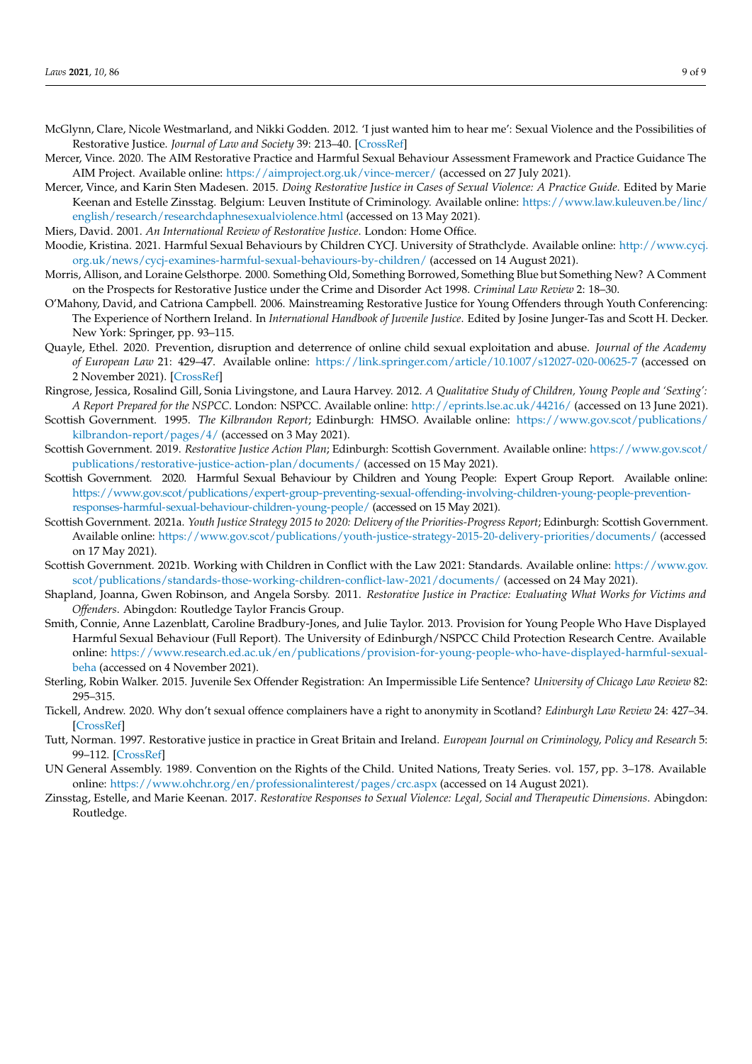McGlynn, Clare, Nicole Westmarland, and Nikki Godden. 2012. 'I just wanted him to hear me': Sexual Violence and the Possibilities of Restorative Justice. *Journal of Law and Society* 39: 213–40. [CrossRef]

Mercer, Vince. 2020. The AIM Restorative Practice and Harmful Sexual Behaviour Assessment Framework and Practice Guidance The AIM Project. Available online: https://aimproject.org.uk/vince-mercer/ (accessed on 27 July 2021).

Mercer, Vince, and Karin Sten Madesen. 2015. *Doing Restorative Justice in Cases of Sexual Violence: A Practice Guide*. Edited by Marie Keenan and Estelle Zinsstag. Belgium: Leuven Institute of Criminology. Available online: https://www.law.kuleuven.be/linc/english/research/researchdaphnesexualviolence.html (accessed on 13 May 2021).

Miers, David. 2001. *An International Review of Restorative Justice*. London: Home Office.

Moodie, Kristina. 2021. Harmful Sexual Behaviours by Children CYCJ. University of Strathclyde. Available online: http://www.cycj.org.uk/news/cycj-examines-harmful-sexual-behaviours-by-children/ (accessed on 14 August 2021).

Morris, Allison, and Loraine Gelsthorpe. 2000. Something Old, Something Borrowed, Something Blue but Something New? A Comment on the Prospects for Restorative Justice under the Crime and Disorder Act 1998. *Criminal Law Review* 2: 18–30.

O'Mahony, David, and Catriona Campbell. 2006. Mainstreaming Restorative Justice for Young Offenders through Youth Conferencing: The Experience of Northern Ireland. In *International Handbook of Juvenile Justice*. Edited by Josine Junger-Tas and Scott H. Decker. New York: Springer, pp. 93–115.

Quayle, Ethel. 2020. Prevention, disruption and deterrence of online child sexual exploitation and abuse. *Journal of the Academy of European Law* 21: 429–47. Available online: https://link.springer.com/article/10.1007/s12027-020-00625-7 (accessed on 2 November 2021). [CrossRef]

Ringrose, Jessica, Rosalind Gill, Sonia Livingstone, and Laura Harvey. 2012. *A Qualitative Study of Children, Young People and 'Sexting': A Report Prepared for the NSPCC*. London: NSPCC. Available online: http://eprints.lse.ac.uk/44216/ (accessed on 13 June 2021).

Scottish Government. 1995. *The Kilbrandon Report*; Edinburgh: HMSO. Available online: https://www.gov.scot/publications/kilbrandon-report/pages/4/ (accessed on 3 May 2021).

Scottish Government. 2019. *Restorative Justice Action Plan*; Edinburgh: Scottish Government. Available online: https://www.gov.scot/publications/restorative-justice-action-plan/documents/ (accessed on 15 May 2021).

Scottish Government. 2020. Harmful Sexual Behaviour by Children and Young People: Expert Group Report. Available online: https://www.gov.scot/publications/expert-group-preventing-sexual-offending-involving-children-young-people-prevention-responses-harmful-sexual-behaviour-children-young-people/ (accessed on 15 May 2021).

Scottish Government. 2021a. *Youth Justice Strategy 2015 to 2020: Delivery of the Priorities-Progress Report*; Edinburgh: Scottish Government. Available online: https://www.gov.scot/publications/youth-justice-strategy-2015-20-delivery-priorities/documents/ (accessed on 17 May 2021).

Scottish Government. 2021b. Working with Children in Conflict with the Law 2021: Standards. Available online: https://www.gov.scot/publications/standards-those-working-children-conflict-law-2021/documents/ (accessed on 24 May 2021).

Shapland, Joanna, Gwen Robinson, and Angela Sorsby. 2011. *Restorative Justice in Practice: Evaluating What Works for Victims and Offenders*. Abingdon: Routledge Taylor Francis Group.

Smith, Connie, Anne Lazenblatt, Caroline Bradbury-Jones, and Julie Taylor. 2013. Provision for Young People Who Have Displayed Harmful Sexual Behaviour (Full Report). The University of Edinburgh/NSPCC Child Protection Research Centre. Available online: https://www.research.ed.ac.uk/en/publications/provision-for-young-people-who-have-displayed-harmful-sexual-beha (accessed on 4 November 2021).

Sterling, Robin Walker. 2015. Juvenile Sex Offender Registration: An Impermissible Life Sentence? *University of Chicago Law Review* 82: 295–315.

Tickell, Andrew. 2020. Why don't sexual offence complainers have a right to anonymity in Scotland? *Edinburgh Law Review* 24: 427–34. [CrossRef]

Tutt, Norman. 1997. Restorative justice in practice in Great Britain and Ireland. *European Journal on Criminology, Policy and Research* 5: 99–112. [CrossRef]

UN General Assembly. 1989. Convention on the Rights of the Child. United Nations, Treaty Series. vol. 157, pp. 3–178. Available online: https://www.ohchr.org/en/professionalinterest/pages/crc.aspx (accessed on 14 August 2021).

Zinsstag, Estelle, and Marie Keenan. 2017. *Restorative Responses to Sexual Violence: Legal, Social and Therapeutic Dimensions*. Abingdon: Routledge.